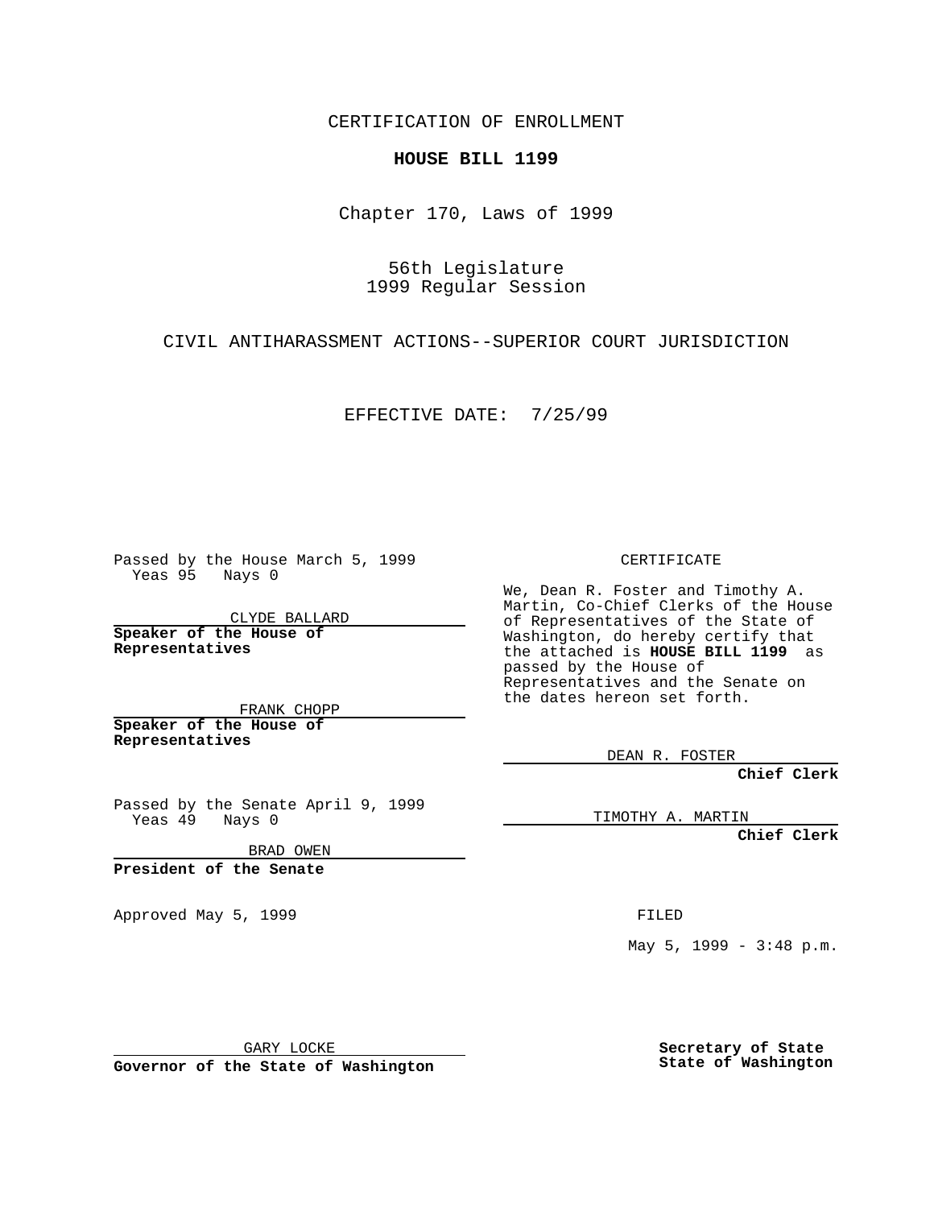CERTIFICATION OF ENROLLMENT

**HOUSE BILL 1199**

Chapter 170, Laws of 1999

56th Legislature
1999 Regular Session

CIVIL ANTIHARASSMENT ACTIONS--SUPERIOR COURT JURISDICTION

EFFECTIVE DATE: 7/25/99

Passed by the House March 5, 1999
Yeas 95 Nays 0

CLYDE BALLARD

**Speaker of the House of Representatives**

FRANK CHOPP

**Speaker of the House of Representatives**

Passed by the Senate April 9, 1999
Yeas 49 Nays 0

BRAD OWEN

**President of the Senate**

Approved May 5, 1999

GARY LOCKE

**Governor of the State of Washington**

CERTIFICATE

We, Dean R. Foster and Timothy A. Martin, Co-Chief Clerks of the House of Representatives of the State of Washington, do hereby certify that the attached is **HOUSE BILL 1199** as passed by the House of Representatives and the Senate on the dates hereon set forth.

DEAN R. FOSTER

**Chief Clerk**

TIMOTHY A. MARTIN

**Chief Clerk**

FILED

May 5, 1999 - 3:48 p.m.

**Secretary of State**
**State of Washington**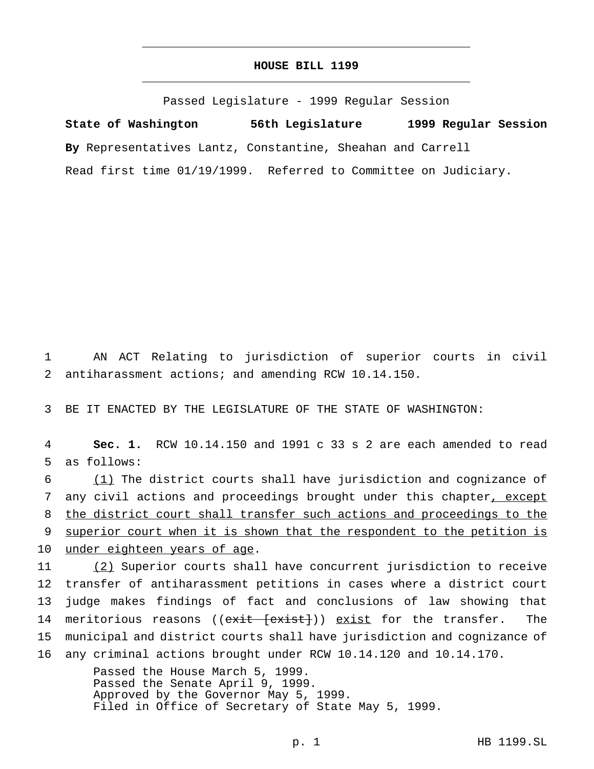# HOUSE BILL 1199

Passed Legislature - 1999 Regular Session

**State of Washington 56th Legislature 1999 Regular Session**

**By** Representatives Lantz, Constantine, Sheahan and Carrell

Read first time 01/19/1999. Referred to Committee on Judiciary.

AN ACT Relating to jurisdiction of superior courts in civil antiharassment actions; and amending RCW 10.14.150.

BE IT ENACTED BY THE LEGISLATURE OF THE STATE OF WASHINGTON:

**Sec. 1.** RCW 10.14.150 and 1991 c 33 s 2 are each amended to read as follows:

<u>(1)</u> The district courts shall have jurisdiction and cognizance of any civil actions and proceedings brought under this chapter<u>, except the district court shall transfer such actions and proceedings to the superior court when it is shown that the respondent to the petition is under eighteen years of age</u>.

<u>(2)</u> Superior courts shall have concurrent jurisdiction to receive transfer of antiharassment petitions in cases where a district court judge makes findings of fact and conclusions of law showing that meritorious reasons ((~~exit [exist]~~)) <u>exist</u> for the transfer. The municipal and district courts shall have jurisdiction and cognizance of any criminal actions brought under RCW 10.14.120 and 10.14.170.

Passed the House March 5, 1999.
Passed the Senate April 9, 1999.
Approved by the Governor May 5, 1999.
Filed in Office of Secretary of State May 5, 1999.